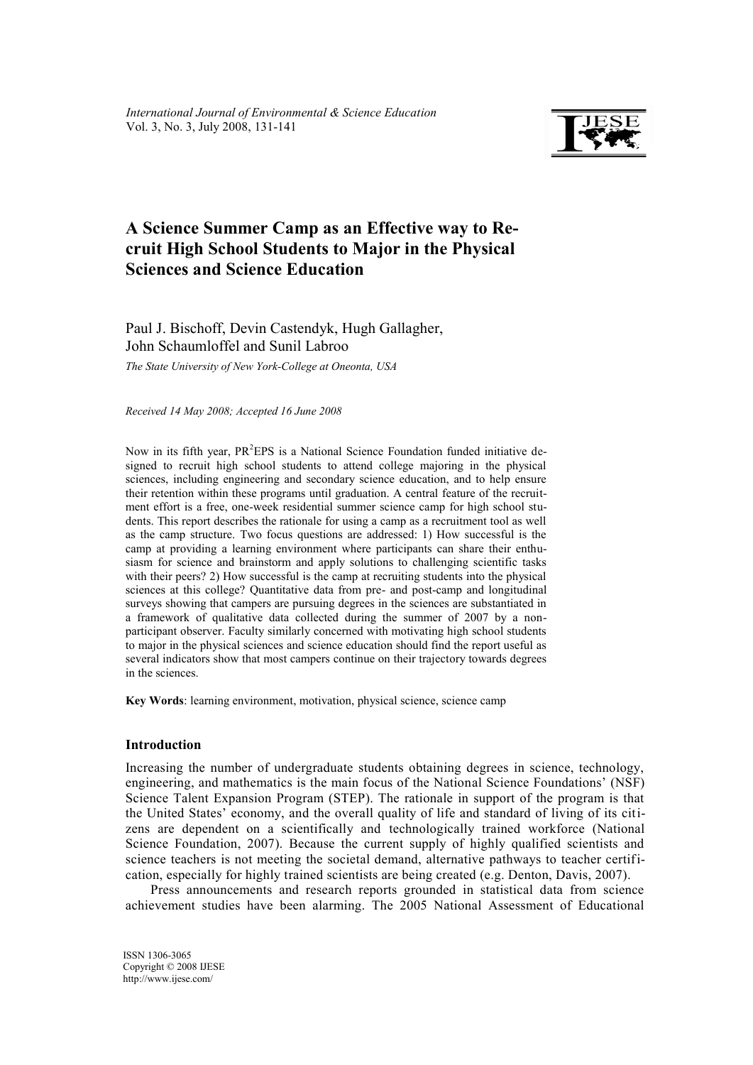*International Journal of Environmental & Science Education*
Vol. 3, No. 3, July 2008, 131-141

# A Science Summer Camp as an Effective way to Recruit High School Students to Major in the Physical Sciences and Science Education

Paul J. Bischoff, Devin Castendyk, Hugh Gallagher, John Schaumloffel and Sunil Labroo

*The State University of New York-College at Oneonta, USA*

*Received 14 May 2008; Accepted 16 June 2008*

Now in its fifth year, PR$^2$EPS is a National Science Foundation funded initiative designed to recruit high school students to attend college majoring in the physical sciences, including engineering and secondary science education, and to help ensure their retention within these programs until graduation. A central feature of the recruitment effort is a free, one-week residential summer science camp for high school students. This report describes the rationale for using a camp as a recruitment tool as well as the camp structure. Two focus questions are addressed: 1) How successful is the camp at providing a learning environment where participants can share their enthusiasm for science and brainstorm and apply solutions to challenging scientific tasks with their peers? 2) How successful is the camp at recruiting students into the physical sciences at this college? Quantitative data from pre- and post-camp and longitudinal surveys showing that campers are pursuing degrees in the sciences are substantiated in a framework of qualitative data collected during the summer of 2007 by a non-participant observer. Faculty similarly concerned with motivating high school students to major in the physical sciences and science education should find the report useful as several indicators show that most campers continue on their trajectory towards degrees in the sciences.

**Key Words**: learning environment, motivation, physical science, science camp

## Introduction

Increasing the number of undergraduate students obtaining degrees in science, technology, engineering, and mathematics is the main focus of the National Science Foundations' (NSF) Science Talent Expansion Program (STEP). The rationale in support of the program is that the United States' economy, and the overall quality of life and standard of living of its citizens are dependent on a scientifically and technologically trained workforce (National Science Foundation, 2007). Because the current supply of highly qualified scientists and science teachers is not meeting the societal demand, alternative pathways to teacher certification, especially for highly trained scientists are being created (e.g. Denton, Davis, 2007).

Press announcements and research reports grounded in statistical data from science achievement studies have been alarming. The 2005 National Assessment of Educational

ISSN 1306-3065
Copyright © 2008 IJESE
http://www.ijese.com/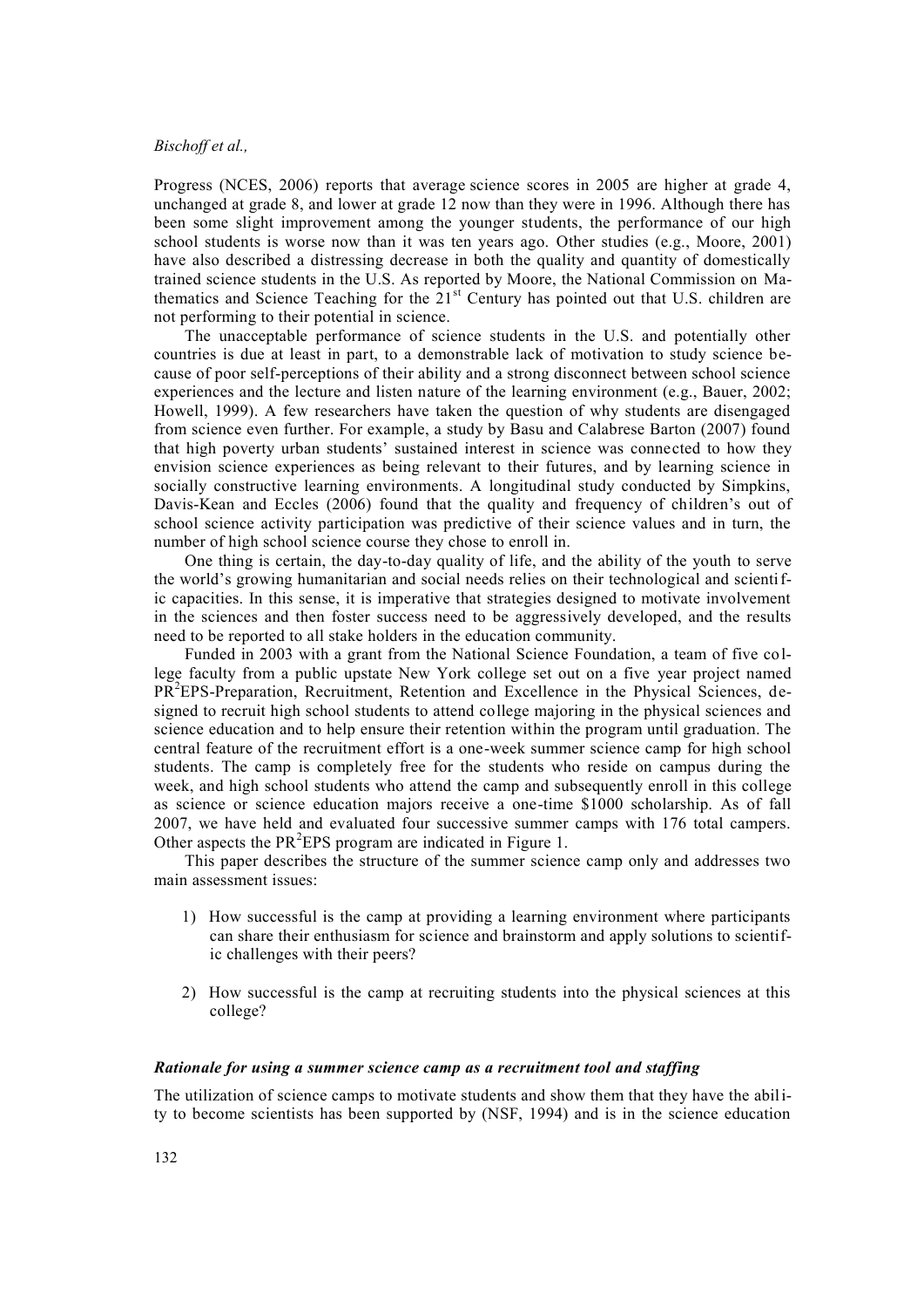Progress (NCES, 2006) reports that average science scores in 2005 are higher at grade 4, unchanged at grade 8, and lower at grade 12 now than they were in 1996. Although there has been some slight improvement among the younger students, the performance of our high school students is worse now than it was ten years ago. Other studies (e.g., Moore, 2001) have also described a distressing decrease in both the quality and quantity of domestically trained science students in the U.S. As reported by Moore, the National Commission on Mathematics and Science Teaching for the 21$^{st}$ Century has pointed out that U.S. children are not performing to their potential in science.

The unacceptable performance of science students in the U.S. and potentially other countries is due at least in part, to a demonstrable lack of motivation to study science because of poor self-perceptions of their ability and a strong disconnect between school science experiences and the lecture and listen nature of the learning environment (e.g., Bauer, 2002; Howell, 1999). A few researchers have taken the question of why students are disengaged from science even further. For example, a study by Basu and Calabrese Barton (2007) found that high poverty urban students' sustained interest in science was connected to how they envision science experiences as being relevant to their futures, and by learning science in socially constructive learning environments. A longitudinal study conducted by Simpkins, Davis-Kean and Eccles (2006) found that the quality and frequency of children's out of school science activity participation was predictive of their science values and in turn, the number of high school science course they chose to enroll in.

One thing is certain, the day-to-day quality of life, and the ability of the youth to serve the world's growing humanitarian and social needs relies on their technological and scientific capacities. In this sense, it is imperative that strategies designed to motivate involvement in the sciences and then foster success need to be aggressively developed, and the results need to be reported to all stake holders in the education community.

Funded in 2003 with a grant from the National Science Foundation, a team of five college faculty from a public upstate New York college set out on a five year project named PR$^2$EPS-Preparation, Recruitment, Retention and Excellence in the Physical Sciences, designed to recruit high school students to attend college majoring in the physical sciences and science education and to help ensure their retention within the program until graduation. The central feature of the recruitment effort is a one-week summer science camp for high school students. The camp is completely free for the students who reside on campus during the week, and high school students who attend the camp and subsequently enroll in this college as science or science education majors receive a one-time $1000 scholarship. As of fall 2007, we have held and evaluated four successive summer camps with 176 total campers. Other aspects the PR$^2$EPS program are indicated in Figure 1.

This paper describes the structure of the summer science camp only and addresses two main assessment issues:

1) How successful is the camp at providing a learning environment where participants can share their enthusiasm for science and brainstorm and apply solutions to scientific challenges with their peers?

2) How successful is the camp at recruiting students into the physical sciences at this college?

### *Rationale for using a summer science camp as a recruitment tool and staffing*

The utilization of science camps to motivate students and show them that they have the ability to become scientists has been supported by (NSF, 1994) and is in the science education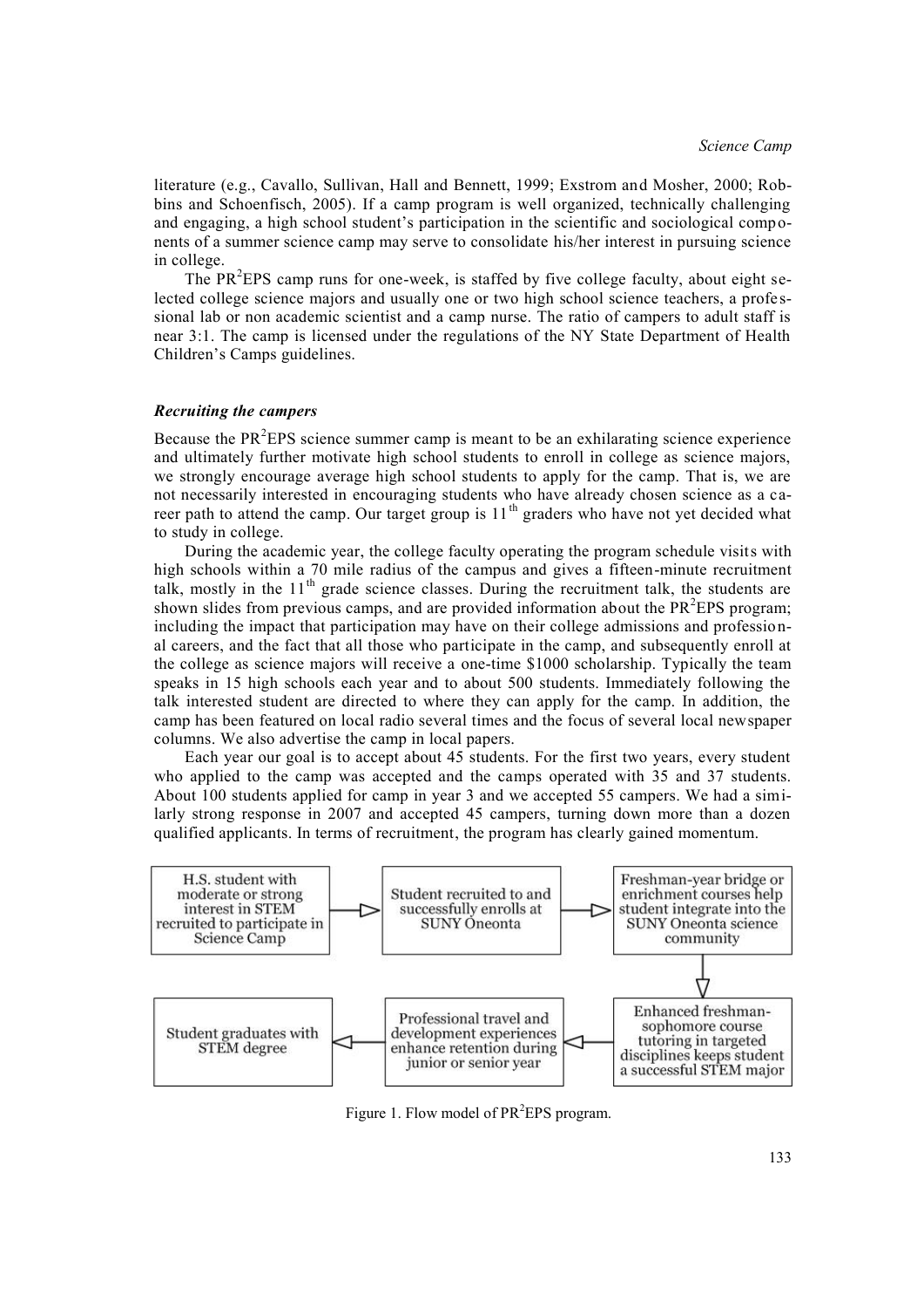literature (e.g., Cavallo, Sullivan, Hall and Bennett, 1999; Exstrom and Mosher, 2000; Robbins and Schoenfisch, 2005). If a camp program is well organized, technically challenging and engaging, a high school student's participation in the scientific and sociological components of a summer science camp may serve to consolidate his/her interest in pursuing science in college.

The PR$^2$EPS camp runs for one-week, is staffed by five college faculty, about eight selected college science majors and usually one or two high school science teachers, a professional lab or non academic scientist and a camp nurse. The ratio of campers to adult staff is near 3:1. The camp is licensed under the regulations of the NY State Department of Health Children's Camps guidelines.

### *Recruiting the campers*

Because the PR$^2$EPS science summer camp is meant to be an exhilarating science experience and ultimately further motivate high school students to enroll in college as science majors, we strongly encourage average high school students to apply for the camp. That is, we are not necessarily interested in encouraging students who have already chosen science as a career path to attend the camp. Our target group is 11$^{th}$ graders who have not yet decided what to study in college.

During the academic year, the college faculty operating the program schedule visits with high schools within a 70 mile radius of the campus and gives a fifteen-minute recruitment talk, mostly in the 11$^{th}$ grade science classes. During the recruitment talk, the students are shown slides from previous camps, and are provided information about the PR$^2$EPS program; including the impact that participation may have on their college admissions and professional careers, and the fact that all those who participate in the camp, and subsequently enroll at the college as science majors will receive a one-time $1000 scholarship. Typically the team speaks in 15 high schools each year and to about 500 students. Immediately following the talk interested student are directed to where they can apply for the camp. In addition, the camp has been featured on local radio several times and the focus of several local newspaper columns. We also advertise the camp in local papers.

Each year our goal is to accept about 45 students. For the first two years, every student who applied to the camp was accepted and the camps operated with 35 and 37 students. About 100 students applied for camp in year 3 and we accepted 55 campers. We had a similarly strong response in 2007 and accepted 45 campers, turning down more than a dozen qualified applicants. In terms of recruitment, the program has clearly gained momentum.

H.S. student with moderate or strong interest in STEM recruited to participate in Science Camp → Student recruited to and successfully enrolls at SUNY Oneonta → Freshman-year bridge or enrichment courses help student integrate into the SUNY Oneonta science community → Enhanced freshman-sophomore course tutoring in targeted disciplines keeps student a successful STEM major → Professional travel and development experiences enhance retention during junior or senior year → Student graduates with STEM degree

Figure 1. Flow model of PR$^2$EPS program.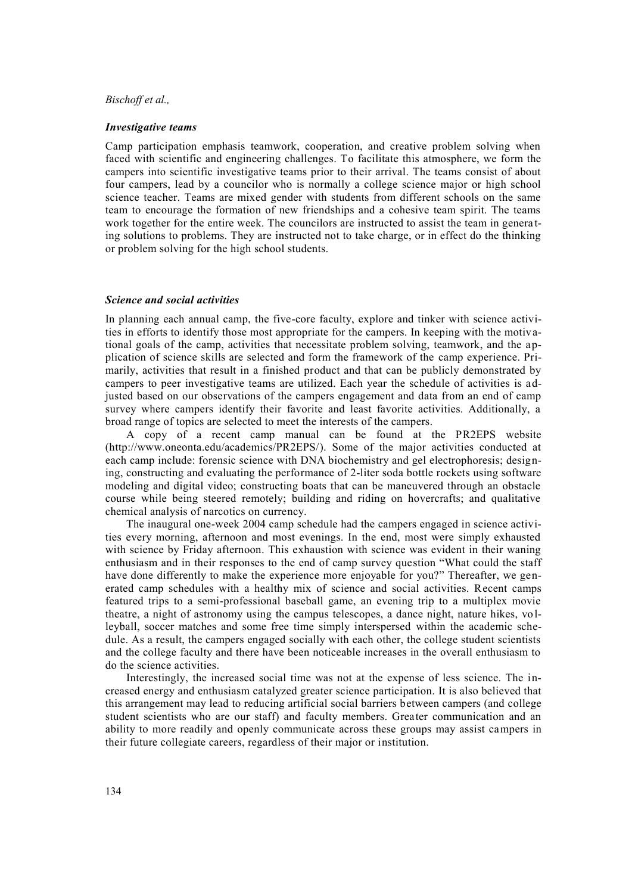### *Investigative teams*

Camp participation emphasis teamwork, cooperation, and creative problem solving when faced with scientific and engineering challenges. To facilitate this atmosphere, we form the campers into scientific investigative teams prior to their arrival. The teams consist of about four campers, lead by a councilor who is normally a college science major or high school science teacher. Teams are mixed gender with students from different schools on the same team to encourage the formation of new friendships and a cohesive team spirit. The teams work together for the entire week. The councilors are instructed to assist the team in generating solutions to problems. They are instructed not to take charge, or in effect do the thinking or problem solving for the high school students.

### *Science and social activities*

In planning each annual camp, the five-core faculty, explore and tinker with science activities in efforts to identify those most appropriate for the campers. In keeping with the motivational goals of the camp, activities that necessitate problem solving, teamwork, and the application of science skills are selected and form the framework of the camp experience. Primarily, activities that result in a finished product and that can be publicly demonstrated by campers to peer investigative teams are utilized. Each year the schedule of activities is adjusted based on our observations of the campers engagement and data from an end of camp survey where campers identify their favorite and least favorite activities. Additionally, a broad range of topics are selected to meet the interests of the campers.

A copy of a recent camp manual can be found at the PR2EPS website (http://www.oneonta.edu/academics/PR2EPS/). Some of the major activities conducted at each camp include: forensic science with DNA biochemistry and gel electrophoresis; designing, constructing and evaluating the performance of 2-liter soda bottle rockets using software modeling and digital video; constructing boats that can be maneuvered through an obstacle course while being steered remotely; building and riding on hovercrafts; and qualitative chemical analysis of narcotics on currency.

The inaugural one-week 2004 camp schedule had the campers engaged in science activities every morning, afternoon and most evenings. In the end, most were simply exhausted with science by Friday afternoon. This exhaustion with science was evident in their waning enthusiasm and in their responses to the end of camp survey question "What could the staff have done differently to make the experience more enjoyable for you?" Thereafter, we generated camp schedules with a healthy mix of science and social activities. Recent camps featured trips to a semi-professional baseball game, an evening trip to a multiplex movie theatre, a night of astronomy using the campus telescopes, a dance night, nature hikes, volleyball, soccer matches and some free time simply interspersed within the academic schedule. As a result, the campers engaged socially with each other, the college student scientists and the college faculty and there have been noticeable increases in the overall enthusiasm to do the science activities.

Interestingly, the increased social time was not at the expense of less science. The increased energy and enthusiasm catalyzed greater science participation. It is also believed that this arrangement may lead to reducing artificial social barriers between campers (and college student scientists who are our staff) and faculty members. Greater communication and an ability to more readily and openly communicate across these groups may assist campers in their future collegiate careers, regardless of their major or institution.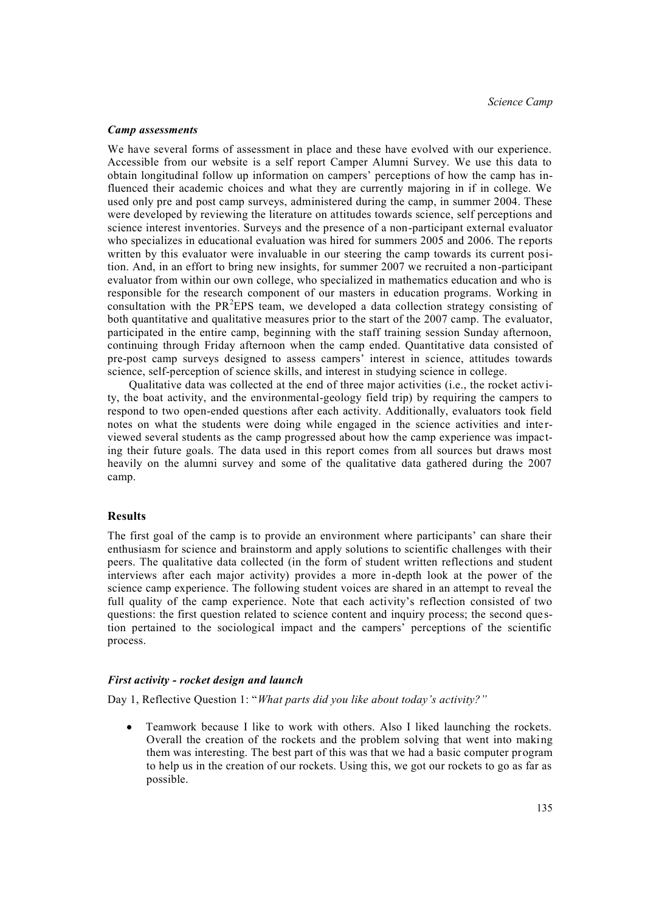### *Camp assessments*

We have several forms of assessment in place and these have evolved with our experience. Accessible from our website is a self report Camper Alumni Survey. We use this data to obtain longitudinal follow up information on campers' perceptions of how the camp has influenced their academic choices and what they are currently majoring in if in college. We used only pre and post camp surveys, administered during the camp, in summer 2004. These were developed by reviewing the literature on attitudes towards science, self perceptions and science interest inventories. Surveys and the presence of a non-participant external evaluator who specializes in educational evaluation was hired for summers 2005 and 2006. The reports written by this evaluator were invaluable in our steering the camp towards its current position. And, in an effort to bring new insights, for summer 2007 we recruited a non-participant evaluator from within our own college, who specialized in mathematics education and who is responsible for the research component of our masters in education programs. Working in consultation with the PR$^2$EPS team, we developed a data collection strategy consisting of both quantitative and qualitative measures prior to the start of the 2007 camp. The evaluator, participated in the entire camp, beginning with the staff training session Sunday afternoon, continuing through Friday afternoon when the camp ended. Quantitative data consisted of pre-post camp surveys designed to assess campers' interest in science, attitudes towards science, self-perception of science skills, and interest in studying science in college.

Qualitative data was collected at the end of three major activities (i.e., the rocket activity, the boat activity, and the environmental-geology field trip) by requiring the campers to respond to two open-ended questions after each activity. Additionally, evaluators took field notes on what the students were doing while engaged in the science activities and interviewed several students as the camp progressed about how the camp experience was impacting their future goals. The data used in this report comes from all sources but draws most heavily on the alumni survey and some of the qualitative data gathered during the 2007 camp.

## Results

The first goal of the camp is to provide an environment where participants' can share their enthusiasm for science and brainstorm and apply solutions to scientific challenges with their peers. The qualitative data collected (in the form of student written reflections and student interviews after each major activity) provides a more in-depth look at the power of the science camp experience. The following student voices are shared in an attempt to reveal the full quality of the camp experience. Note that each activity's reflection consisted of two questions: the first question related to science content and inquiry process; the second question pertained to the sociological impact and the campers' perceptions of the scientific process.

### *First activity - rocket design and launch*

Day 1, Reflective Question 1: "*What parts did you like about today's activity?"*

- Teamwork because I like to work with others. Also I liked launching the rockets. Overall the creation of the rockets and the problem solving that went into making them was interesting. The best part of this was that we had a basic computer program to help us in the creation of our rockets. Using this, we got our rockets to go as far as possible.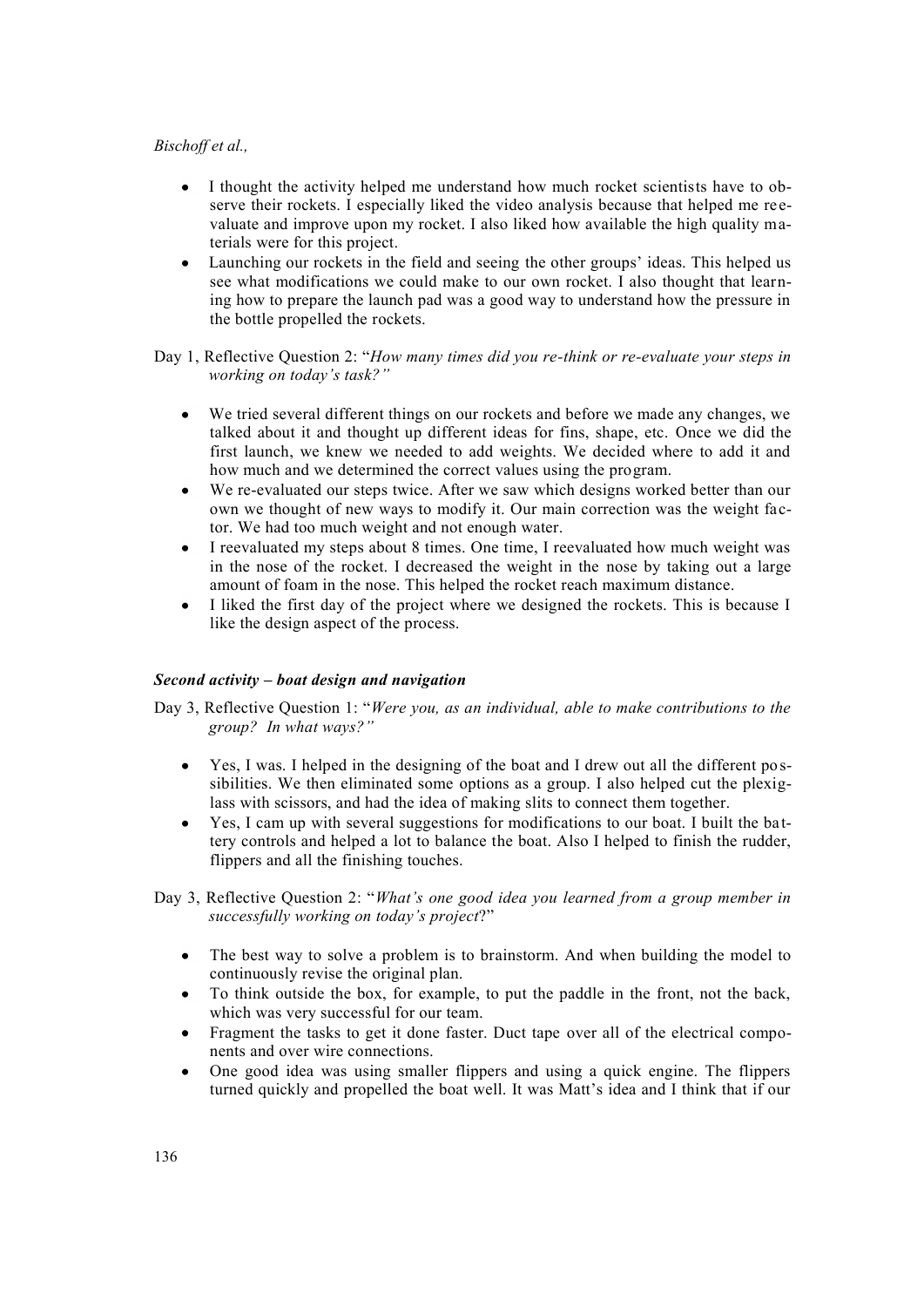- I thought the activity helped me understand how much rocket scientists have to observe their rockets. I especially liked the video analysis because that helped me reevaluate and improve upon my rocket. I also liked how available the high quality materials were for this project.
- Launching our rockets in the field and seeing the other groups' ideas. This helped us see what modifications we could make to our own rocket. I also thought that learning how to prepare the launch pad was a good way to understand how the pressure in the bottle propelled the rockets.

Day 1, Reflective Question 2: "*How many times did you re-think or re-evaluate your steps in working on today's task?*"

- We tried several different things on our rockets and before we made any changes, we talked about it and thought up different ideas for fins, shape, etc. Once we did the first launch, we knew we needed to add weights. We decided where to add it and how much and we determined the correct values using the program.
- We re-evaluated our steps twice. After we saw which designs worked better than our own we thought of new ways to modify it. Our main correction was the weight factor. We had too much weight and not enough water.
- I reevaluated my steps about 8 times. One time, I reevaluated how much weight was in the nose of the rocket. I decreased the weight in the nose by taking out a large amount of foam in the nose. This helped the rocket reach maximum distance.
- I liked the first day of the project where we designed the rockets. This is because I like the design aspect of the process.

### *Second activity – boat design and navigation*

Day 3, Reflective Question 1: "*Were you, as an individual, able to make contributions to the group? In what ways?*"

- Yes, I was. I helped in the designing of the boat and I drew out all the different possibilities. We then eliminated some options as a group. I also helped cut the plexiglass with scissors, and had the idea of making slits to connect them together.
- Yes, I cam up with several suggestions for modifications to our boat. I built the battery controls and helped a lot to balance the boat. Also I helped to finish the rudder, flippers and all the finishing touches.

Day 3, Reflective Question 2: "*What's one good idea you learned from a group member in successfully working on today's project*?"

- The best way to solve a problem is to brainstorm. And when building the model to continuously revise the original plan.
- To think outside the box, for example, to put the paddle in the front, not the back, which was very successful for our team.
- Fragment the tasks to get it done faster. Duct tape over all of the electrical components and over wire connections.
- One good idea was using smaller flippers and using a quick engine. The flippers turned quickly and propelled the boat well. It was Matt's idea and I think that if our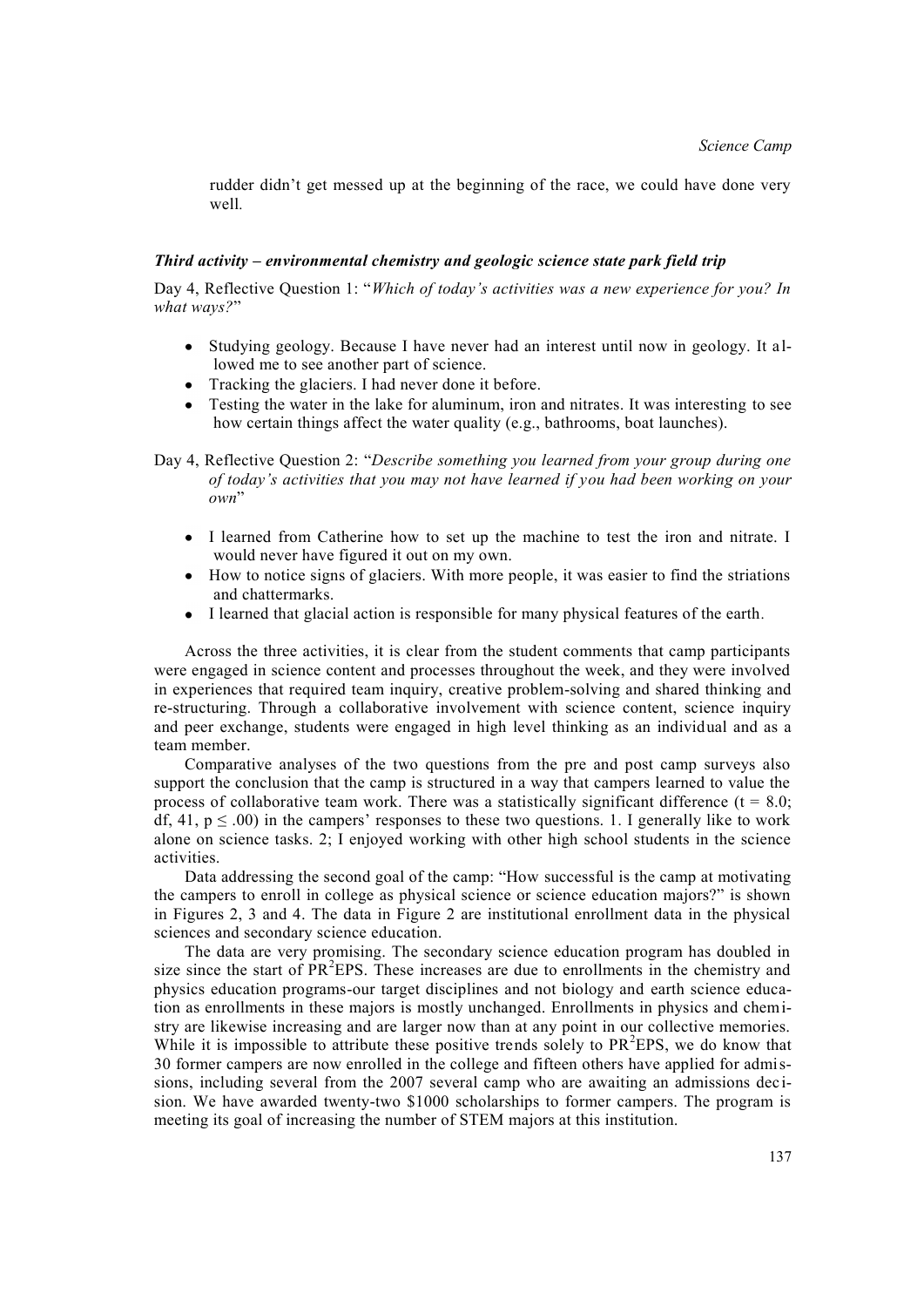rudder didn't get messed up at the beginning of the race, we could have done very well.

### *Third activity – environmental chemistry and geologic science state park field trip*

Day 4, Reflective Question 1: "*Which of today's activities was a new experience for you? In what ways?*"

- Studying geology. Because I have never had an interest until now in geology. It allowed me to see another part of science.
- Tracking the glaciers. I had never done it before.
- Testing the water in the lake for aluminum, iron and nitrates. It was interesting to see how certain things affect the water quality (e.g., bathrooms, boat launches).

Day 4, Reflective Question 2: "*Describe something you learned from your group during one of today's activities that you may not have learned if you had been working on your own*"

- I learned from Catherine how to set up the machine to test the iron and nitrate. I would never have figured it out on my own.
- How to notice signs of glaciers. With more people, it was easier to find the striations and chattermarks.
- I learned that glacial action is responsible for many physical features of the earth.

Across the three activities, it is clear from the student comments that camp participants were engaged in science content and processes throughout the week, and they were involved in experiences that required team inquiry, creative problem-solving and shared thinking and re-structuring. Through a collaborative involvement with science content, science inquiry and peer exchange, students were engaged in high level thinking as an individual and as a team member.

Comparative analyses of the two questions from the pre and post camp surveys also support the conclusion that the camp is structured in a way that campers learned to value the process of collaborative team work. There was a statistically significant difference ($t = 8.0$; df, 41, $p \leq .00$) in the campers' responses to these two questions. 1. I generally like to work alone on science tasks. 2; I enjoyed working with other high school students in the science activities.

Data addressing the second goal of the camp: "How successful is the camp at motivating the campers to enroll in college as physical science or science education majors?" is shown in Figures 2, 3 and 4. The data in Figure 2 are institutional enrollment data in the physical sciences and secondary science education.

The data are very promising. The secondary science education program has doubled in size since the start of $PR^2EPS$. These increases are due to enrollments in the chemistry and physics education programs-our target disciplines and not biology and earth science education as enrollments in these majors is mostly unchanged. Enrollments in physics and chemistry are likewise increasing and are larger now than at any point in our collective memories. While it is impossible to attribute these positive trends solely to $PR^2EPS$, we do know that 30 former campers are now enrolled in the college and fifteen others have applied for admissions, including several from the 2007 several camp who are awaiting an admissions decision. We have awarded twenty-two \$1000 scholarships to former campers. The program is meeting its goal of increasing the number of STEM majors at this institution.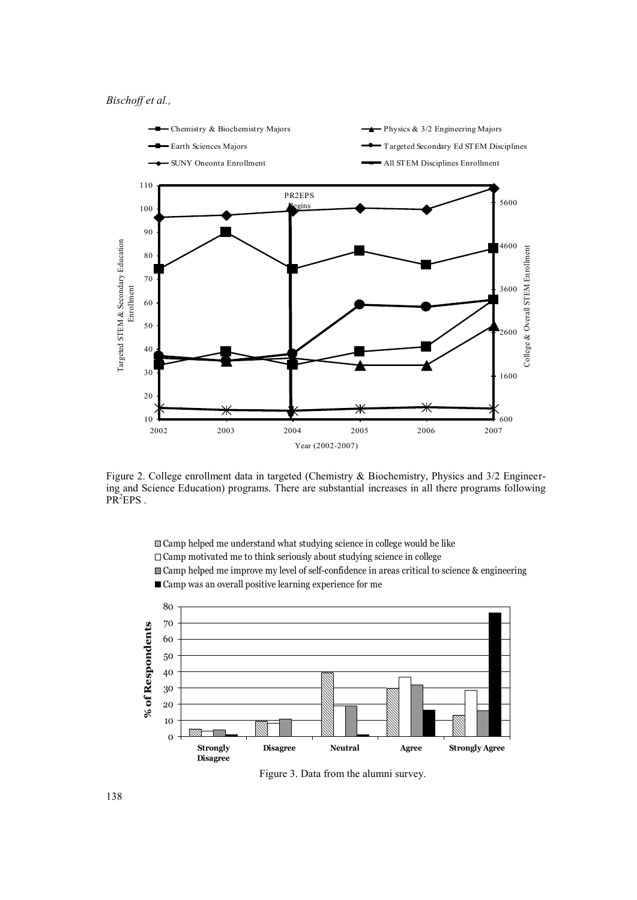Figure 2. College enrollment data in targeted (Chemistry & Biochemistry, Physics and 3/2 Engineering and Science Education) programs. There are substantial increases in all there programs following $PR^2EPS$ .

Figure 3. Data from the alumni survey.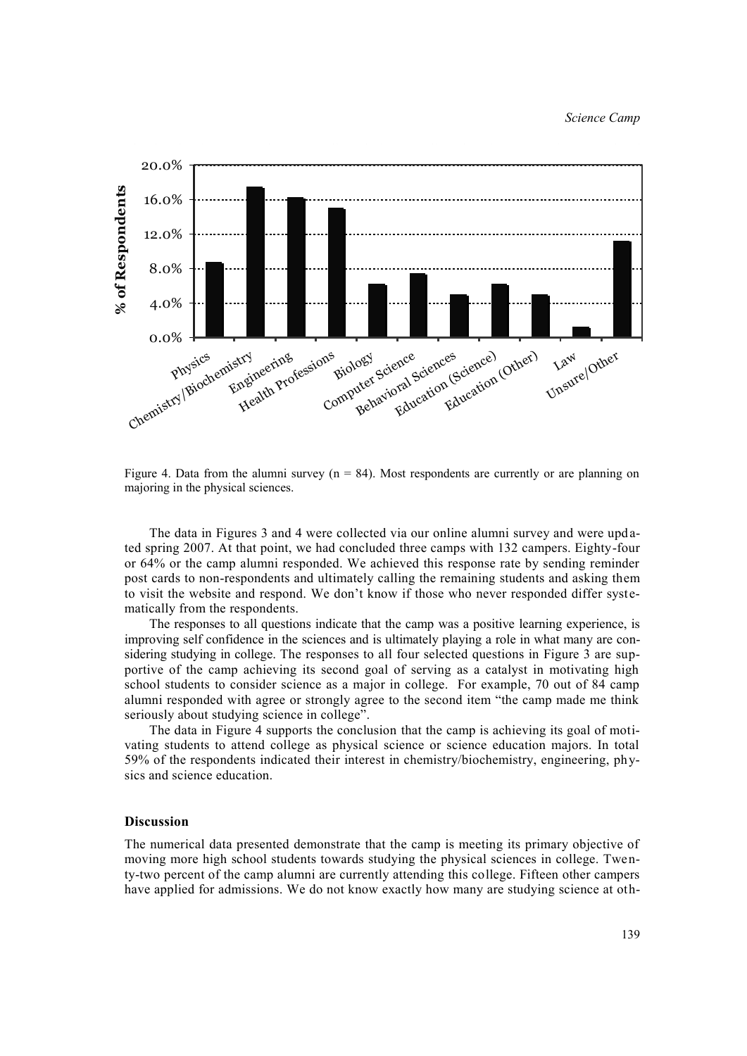Figure 4. Data from the alumni survey (n = 84). Most respondents are currently or are planning on majoring in the physical sciences.

The data in Figures 3 and 4 were collected via our online alumni survey and were updated spring 2007. At that point, we had concluded three camps with 132 campers. Eighty-four or 64% or the camp alumni responded. We achieved this response rate by sending reminder post cards to non-respondents and ultimately calling the remaining students and asking them to visit the website and respond. We don't know if those who never responded differ systematically from the respondents.

The responses to all questions indicate that the camp was a positive learning experience, is improving self confidence in the sciences and is ultimately playing a role in what many are considering studying in college. The responses to all four selected questions in Figure 3 are supportive of the camp achieving its second goal of serving as a catalyst in motivating high school students to consider science as a major in college. For example, 70 out of 84 camp alumni responded with agree or strongly agree to the second item "the camp made me think seriously about studying science in college".

The data in Figure 4 supports the conclusion that the camp is achieving its goal of motivating students to attend college as physical science or science education majors. In total 59% of the respondents indicated their interest in chemistry/biochemistry, engineering, physics and science education.

### Discussion

The numerical data presented demonstrate that the camp is meeting its primary objective of moving more high school students towards studying the physical sciences in college. Twenty-two percent of the camp alumni are currently attending this college. Fifteen other campers have applied for admissions. We do not know exactly how many are studying science at oth-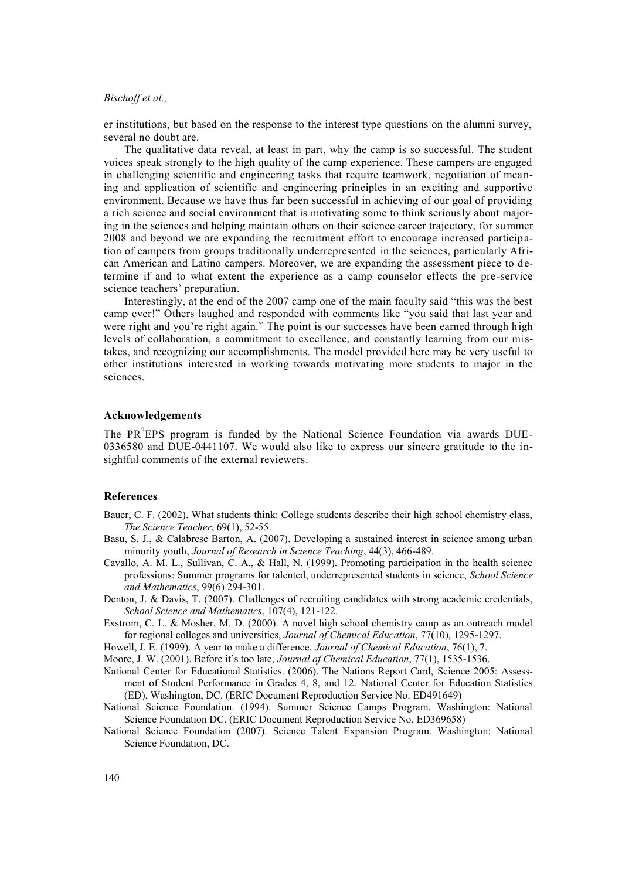er institutions, but based on the response to the interest type questions on the alumni survey, several no doubt are.

The qualitative data reveal, at least in part, why the camp is so successful. The student voices speak strongly to the high quality of the camp experience. These campers are engaged in challenging scientific and engineering tasks that require teamwork, negotiation of meaning and application of scientific and engineering principles in an exciting and supportive environment. Because we have thus far been successful in achieving of our goal of providing a rich science and social environment that is motivating some to think seriously about majoring in the sciences and helping maintain others on their science career trajectory, for summer 2008 and beyond we are expanding the recruitment effort to encourage increased participation of campers from groups traditionally underrepresented in the sciences, particularly African American and Latino campers. Moreover, we are expanding the assessment piece to determine if and to what extent the experience as a camp counselor effects the pre-service science teachers' preparation.

Interestingly, at the end of the 2007 camp one of the main faculty said "this was the best camp ever!" Others laughed and responded with comments like "you said that last year and were right and you're right again." The point is our successes have been earned through high levels of collaboration, a commitment to excellence, and constantly learning from our mistakes, and recognizing our accomplishments. The model provided here may be very useful to other institutions interested in working towards motivating more students to major in the sciences.

## Acknowledgements

The PR$^2$EPS program is funded by the National Science Foundation via awards DUE-0336580 and DUE-0441107. We would also like to express our sincere gratitude to the insightful comments of the external reviewers.

## References

Bauer, C. F. (2002). What students think: College students describe their high school chemistry class, *The Science Teacher*, 69(1), 52-55.

Basu, S. J., & Calabrese Barton, A. (2007). Developing a sustained interest in science among urban minority youth, *Journal of Research in Science Teaching*, 44(3), 466-489.

Cavallo, A. M. L., Sullivan, C. A., & Hall, N. (1999). Promoting participation in the health science professions: Summer programs for talented, underrepresented students in science, *School Science and Mathematics*, 99(6) 294-301.

Denton, J. & Davis, T. (2007). Challenges of recruiting candidates with strong academic credentials, *School Science and Mathematics*, 107(4), 121-122.

Exstrom, C. L. & Mosher, M. D. (2000). A novel high school chemistry camp as an outreach model for regional colleges and universities, *Journal of Chemical Education*, 77(10), 1295-1297.

Howell, J. E. (1999). A year to make a difference, *Journal of Chemical Education*, 76(1), 7.

Moore, J. W. (2001). Before it's too late, *Journal of Chemical Education*, 77(1), 1535-1536.

National Center for Educational Statistics. (2006). The Nations Report Card, Science 2005: Assessment of Student Performance in Grades 4, 8, and 12. National Center for Education Statistics (ED), Washington, DC. (ERIC Document Reproduction Service No. ED491649)

National Science Foundation. (1994). Summer Science Camps Program. Washington: National Science Foundation DC. (ERIC Document Reproduction Service No. ED369658)

National Science Foundation (2007). Science Talent Expansion Program. Washington: National Science Foundation, DC.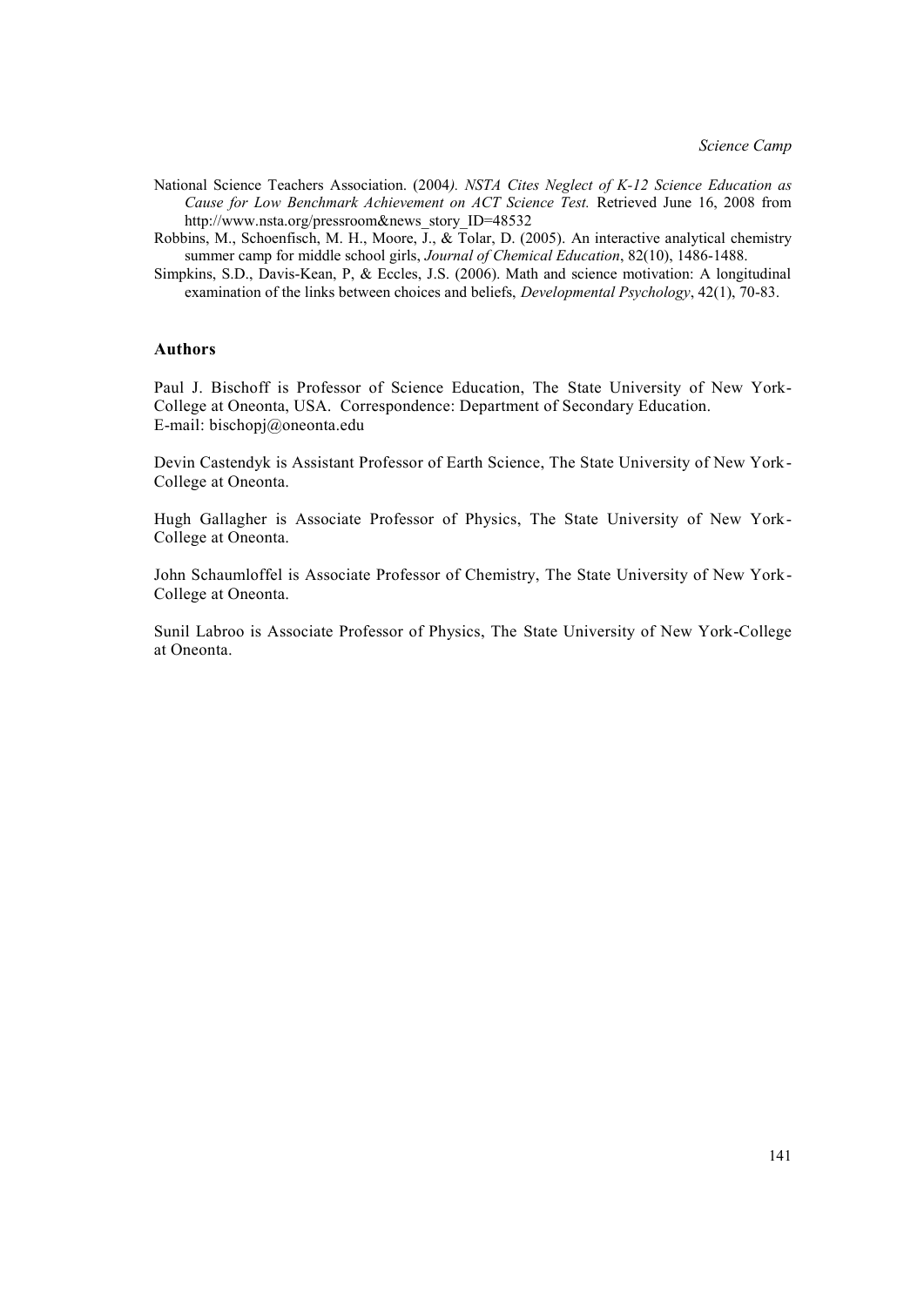National Science Teachers Association. (2004*). NSTA Cites Neglect of K-12 Science Education as Cause for Low Benchmark Achievement on ACT Science Test.* Retrieved June 16, 2008 from http://www.nsta.org/pressroom&news_story_ID=48532

Robbins, M., Schoenfisch, M. H., Moore, J., & Tolar, D. (2005). An interactive analytical chemistry summer camp for middle school girls, *Journal of Chemical Education*, 82(10), 1486-1488.

Simpkins, S.D., Davis-Kean, P, & Eccles, J.S. (2006). Math and science motivation: A longitudinal examination of the links between choices and beliefs, *Developmental Psychology*, 42(1), 70-83.

### Authors

Paul J. Bischoff is Professor of Science Education, The State University of New York-College at Oneonta, USA. Correspondence: Department of Secondary Education. E-mail: bischopj@oneonta.edu

Devin Castendyk is Assistant Professor of Earth Science, The State University of New York-College at Oneonta.

Hugh Gallagher is Associate Professor of Physics, The State University of New York-College at Oneonta.

John Schaumloffel is Associate Professor of Chemistry, The State University of New York-College at Oneonta.

Sunil Labroo is Associate Professor of Physics, The State University of New York-College at Oneonta.